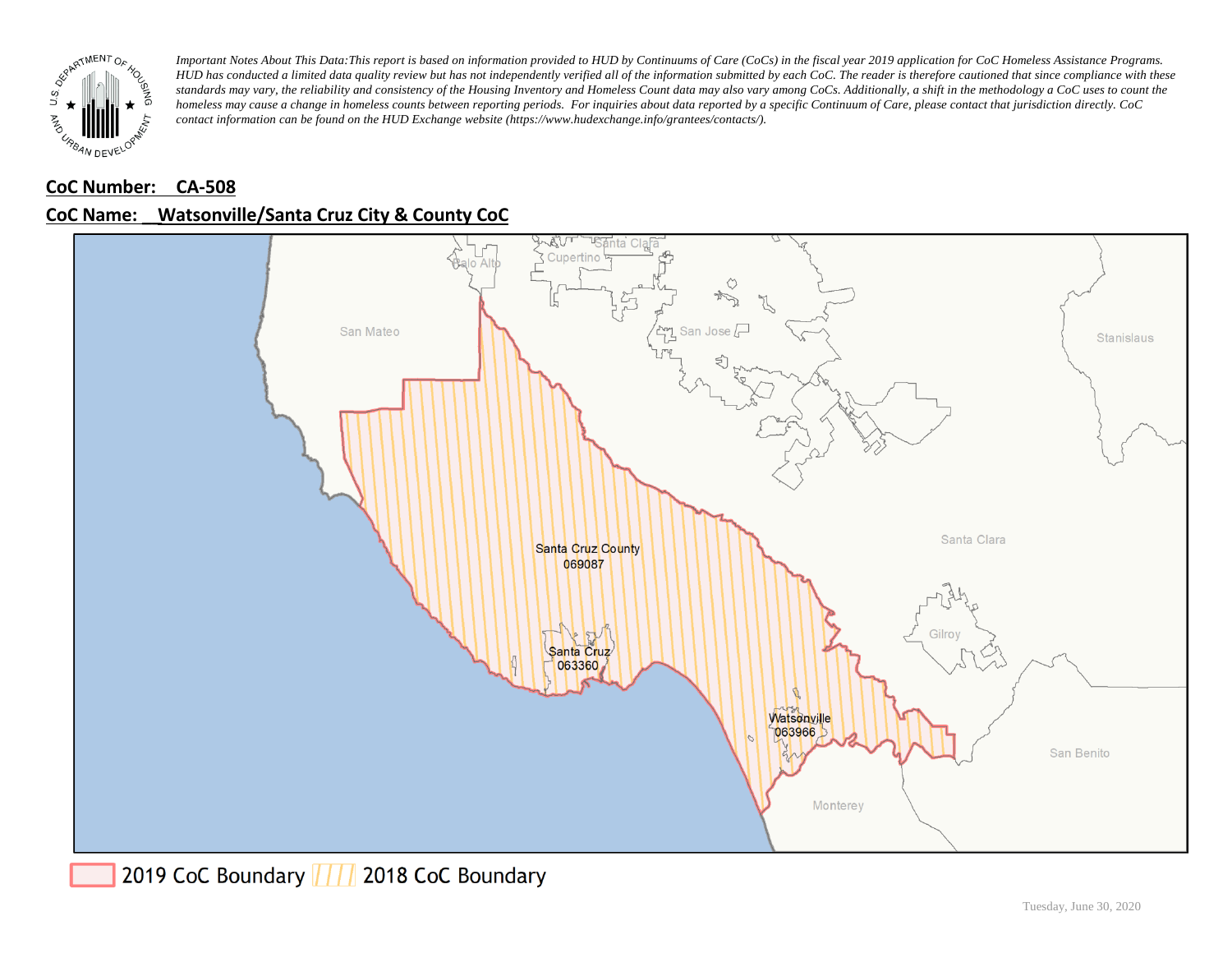*Important Notes About This Data:This report is based on information provided to HUD by Continuums of Care (CoCs) in the fiscal year 2019 application for CoC Homeless Assistance Programs. HUD has conducted a limited data quality review but has not independently verified all of the information submitted by each CoC. The reader is therefore cautioned that since compliance with these standards may vary, the reliability and consistency of the Housing Inventory and Homeless Count data may also vary among CoCs. Additionally, a shift in the methodology a CoC uses to count the homeless may cause a change in homeless counts between reporting periods. For inquiries about data reported by a specific Continuum of Care, please contact that jurisdiction directly. CoC contact information can be found on the HUD Exchange website (https://www.hudexchange.info/grantees/contacts/).*

**CoC Number: CA-508**

**CoC Name: Watsonville/Santa Cruz City & County CoC**

2019 CoC Boundary / 2018 CoC Boundary

Tuesday, June 30, 2020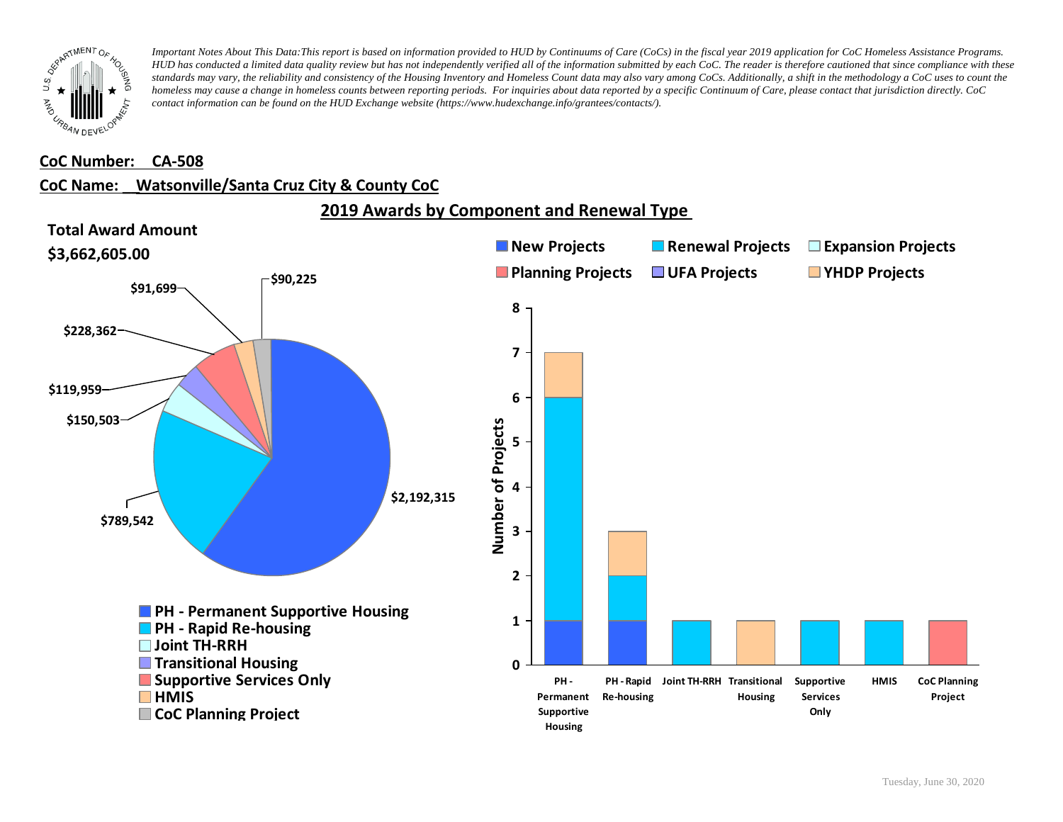*Important Notes About This Data: This report is based on information provided to HUD by Continuums of Care (CoCs) in the fiscal year 2019 application for CoC Homeless Assistance Programs. HUD has conducted a limited data quality review but has not independently verified all of the information submitted by each CoC. The reader is therefore cautioned that since compliance with these standards may vary, the reliability and consistency of the Housing Inventory and Homeless Count data may also vary among CoCs. Additionally, a shift in the methodology a CoC uses to count the homeless may cause a change in homeless counts between reporting periods. For inquiries about data reported by a specific Continuum of Care, please contact that jurisdiction directly. CoC contact information can be found on the HUD Exchange website (https://www.hudexchange.info/grantees/contacts/).*

**CoC Number: CA-508**

**CoC Name: Watsonville/Santa Cruz City & County CoC**

## 2019 Awards by Component and Renewal Type

**Total Award Amount**

**$3,662,605.00**

| Component | Award Amount |
|---|---|
| PH - Permanent Supportive Housing | $2,192,315 |
| PH - Rapid Re-housing | $789,542 |
| Joint TH-RRH | $150,503 |
| Transitional Housing | $119,959 |
| Supportive Services Only | $228,362 |
| HMIS | $91,699 |
| CoC Planning Project | $90,225 |

Number of Projects

| Component | New Projects | Renewal Projects | Expansion Projects | Planning Projects | UFA Projects | YHDP Projects | Total |
|---|---|---|---|---|---|---|---|
| PH - Permanent Supportive Housing | 1 | 5 | | | | 1 | 7 |
| PH - Rapid Re-housing | 1 | 1 | | | | 1 | 3 |
| Joint TH-RRH | | 1 | | | | | 1 |
| Transitional Housing | | | | | | 1 | 1 |
| Supportive Services Only | | 1 | | | | | 1 |
| HMIS | | 1 | | | | | 1 |
| CoC Planning Project | | | | 1 | | | 1 |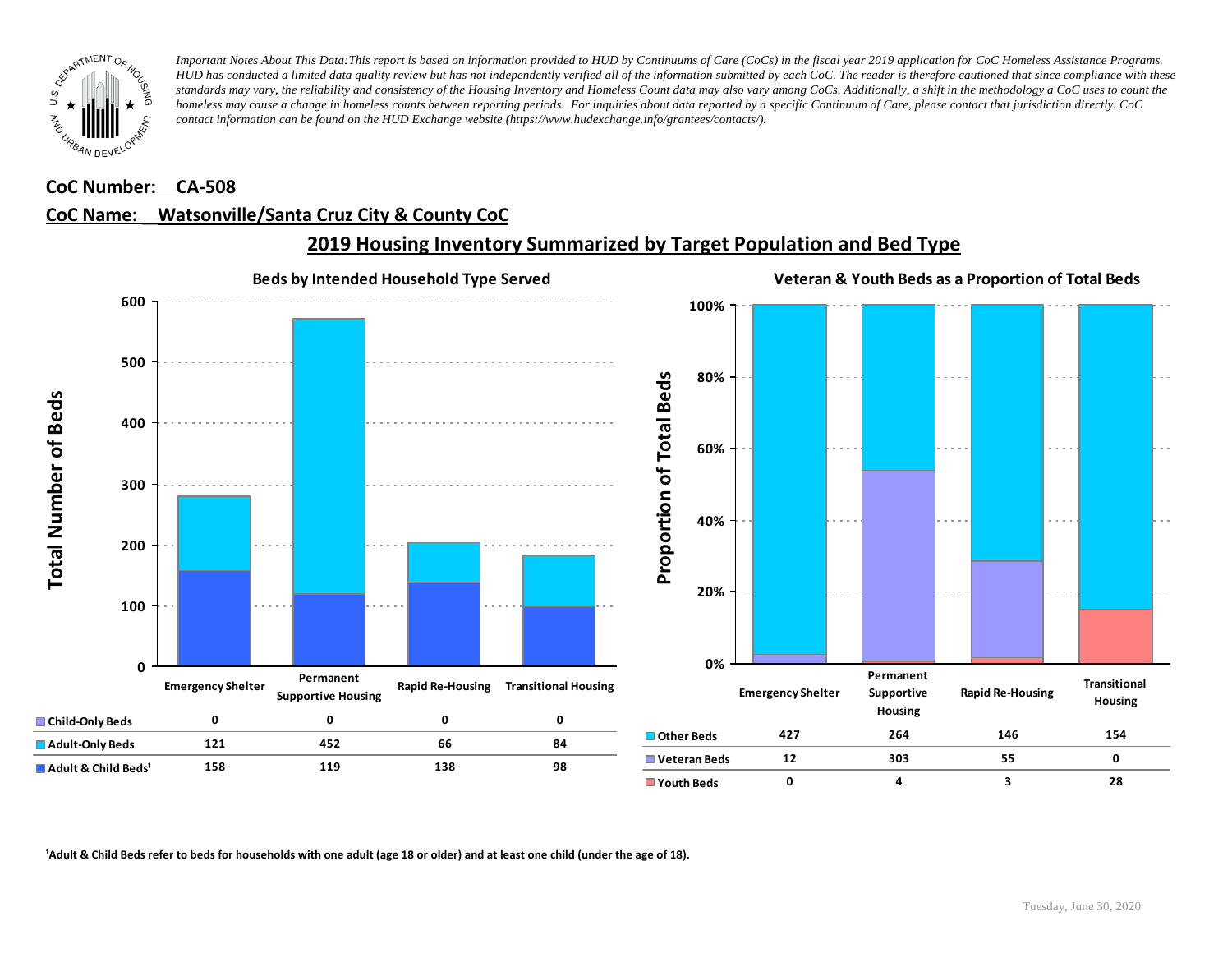*Important Notes About This Data:This report is based on information provided to HUD by Continuums of Care (CoCs) in the fiscal year 2019 application for CoC Homeless Assistance Programs. HUD has conducted a limited data quality review but has not independently verified all of the information submitted by each CoC. The reader is therefore cautioned that since compliance with these standards may vary, the reliability and consistency of the Housing Inventory and Homeless Count data may also vary among CoCs. Additionally, a shift in the methodology a CoC uses to count the homeless may cause a change in homeless counts between reporting periods. For inquiries about data reported by a specific Continuum of Care, please contact that jurisdiction directly. CoC contact information can be found on the HUD Exchange website (https://www.hudexchange.info/grantees/contacts/).*

**CoC Number: CA-508**

**CoC Name: Watsonville/Santa Cruz City & County CoC**

## 2019 Housing Inventory Summarized by Target Population and Bed Type

### Beds by Intended Household Type Served

| | Emergency Shelter | Permanent Supportive Housing | Rapid Re-Housing | Transitional Housing |
|---|---|---|---|---|
| Child-Only Beds | 0 | 0 | 0 | 0 |
| Adult-Only Beds | 121 | 452 | 66 | 84 |
| Adult & Child Beds[1] | 158 | 119 | 138 | 98 |

### Veteran & Youth Beds as a Proportion of Total Beds

| | Emergency Shelter | Permanent Supportive Housing | Rapid Re-Housing | Transitional Housing |
|---|---|---|---|---|
| Other Beds | 427 | 264 | 146 | 154 |
| Veteran Beds | 12 | 303 | 55 | 0 |
| Youth Beds | 0 | 4 | 3 | 28 |

[1]Adult & Child Beds refer to beds for households with one adult (age 18 or older) and at least one child (under the age of 18).

Tuesday, June 30, 2020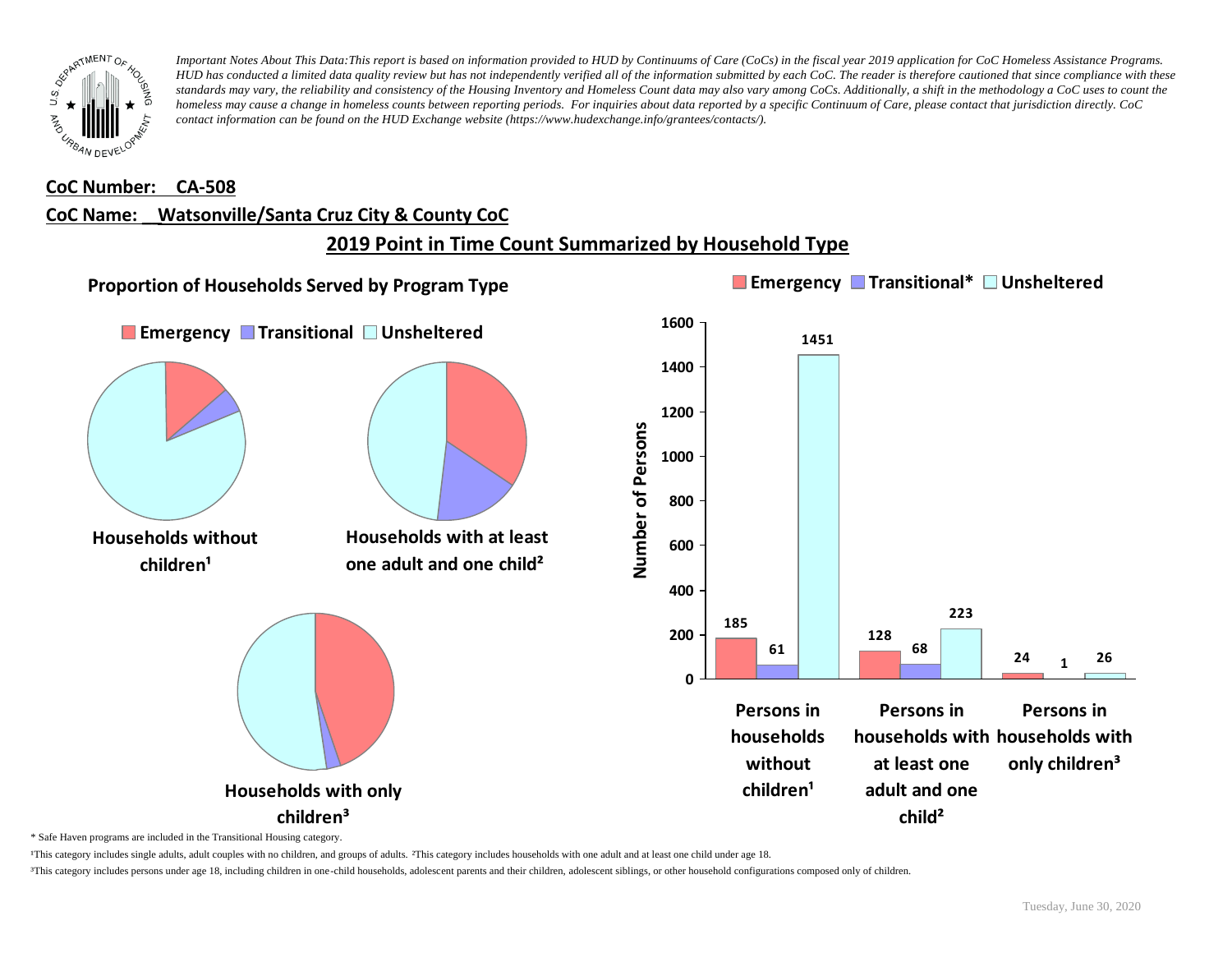*Important Notes About This Data:This report is based on information provided to HUD by Continuums of Care (CoCs) in the fiscal year 2019 application for CoC Homeless Assistance Programs. HUD has conducted a limited data quality review but has not independently verified all of the information submitted by each CoC. The reader is therefore cautioned that since compliance with these standards may vary, the reliability and consistency of the Housing Inventory and Homeless Count data may also vary among CoCs. Additionally, a shift in the methodology a CoC uses to count the homeless may cause a change in homeless counts between reporting periods. For inquiries about data reported by a specific Continuum of Care, please contact that jurisdiction directly. CoC contact information can be found on the HUD Exchange website (https://www.hudexchange.info/grantees/contacts/).*

**CoC Number: CA-508**

**CoC Name: Watsonville/Santa Cruz City & County CoC**

## 2019 Point in Time Count Summarized by Household Type

### Proportion of Households Served by Program Type

Emergency | Transitional | Unsheltered

Households without children¹

Households with at least one adult and one child²

Households with only children³

| Number of Persons | Emergency | Transitional* | Unsheltered |
| --- | --- | --- | --- |
| Persons in households without children¹ | 185 | 61 | 1451 |
| Persons in households with at least one adult and one child² | 128 | 68 | 223 |
| Persons in households with only children³ | 24 | 1 | 26 |

* Safe Haven programs are included in the Transitional Housing category.

¹This category includes single adults, adult couples with no children, and groups of adults. ²This category includes households with one adult and at least one child under age 18.

³This category includes persons under age 18, including children in one-child households, adolescent parents and their children, adolescent siblings, or other household configurations composed only of children.

Tuesday, June 30, 2020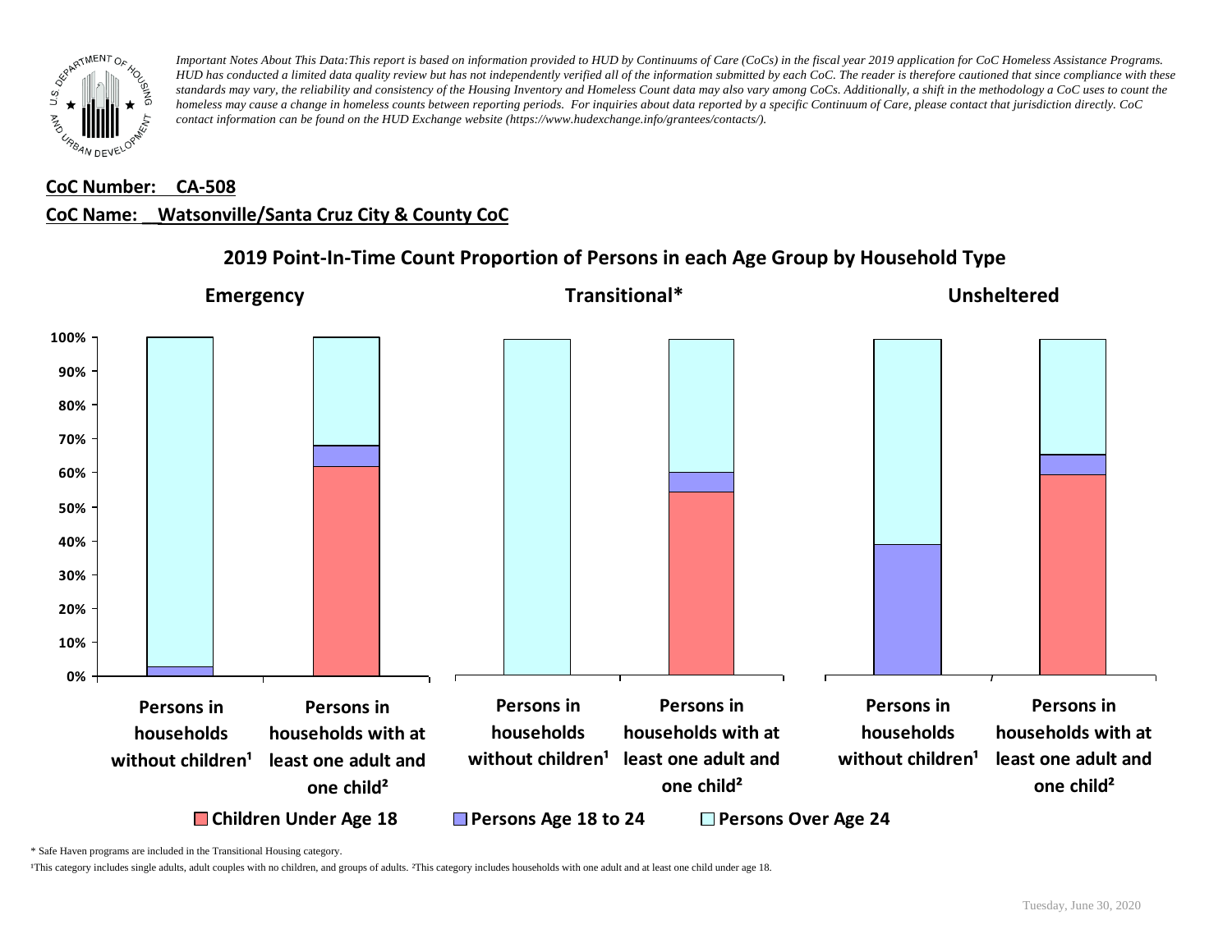*Important Notes About This Data:This report is based on information provided to HUD by Continuums of Care (CoCs) in the fiscal year 2019 application for CoC Homeless Assistance Programs. HUD has conducted a limited data quality review but has not independently verified all of the information submitted by each CoC. The reader is therefore cautioned that since compliance with these standards may vary, the reliability and consistency of the Housing Inventory and Homeless Count data may also vary among CoCs. Additionally, a shift in the methodology a CoC uses to count the homeless may cause a change in homeless counts between reporting periods. For inquiries about data reported by a specific Continuum of Care, please contact that jurisdiction directly. CoC contact information can be found on the HUD Exchange website (https://www.hudexchange.info/grantees/contacts/).*

**CoC Number: CA-508**

**CoC Name: Watsonville/Santa Cruz City & County CoC**

## 2019 Point-In-Time Count Proportion of Persons in each Age Group by Household Type

**Emergency** | **Transitional*** | **Unsheltered**

Persons in households without children¹ | Persons in households with at least one adult and one child²

Children Under Age 18 | Persons Age 18 to 24 | Persons Over Age 24

\* Safe Haven programs are included in the Transitional Housing category.

¹This category includes single adults, adult couples with no children, and groups of adults. ²This category includes households with one adult and at least one child under age 18.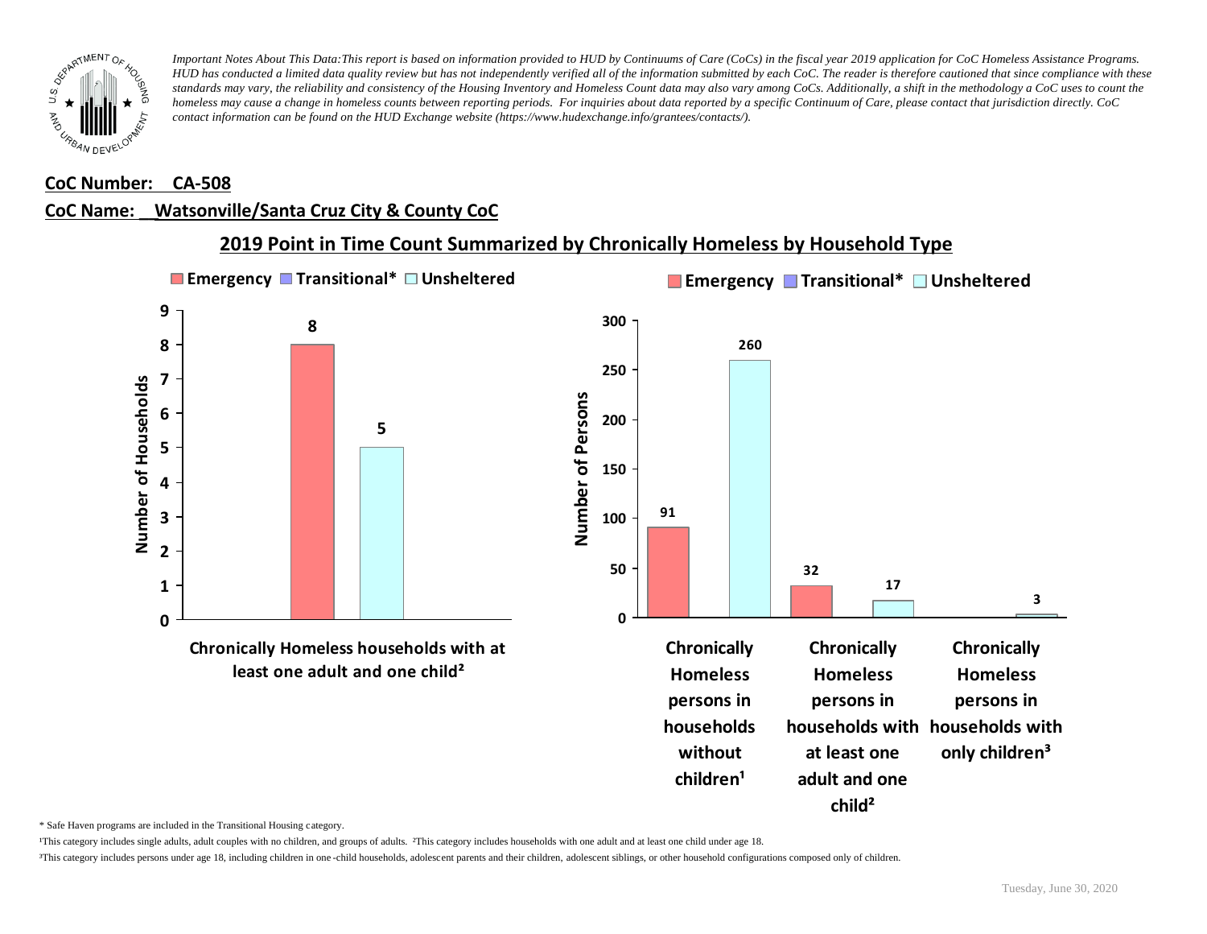*Important Notes About This Data: This report is based on information provided to HUD by Continuums of Care (CoCs) in the fiscal year 2019 application for CoC Homeless Assistance Programs. HUD has conducted a limited data quality review but has not independently verified all of the information submitted by each CoC. The reader is therefore cautioned that since compliance with these standards may vary, the reliability and consistency of the Housing Inventory and Homeless Count data may also vary among CoCs. Additionally, a shift in the methodology a CoC uses to count the homeless may cause a change in homeless counts between reporting periods. For inquiries about data reported by a specific Continuum of Care, please contact that jurisdiction directly. CoC contact information can be found on the HUD Exchange website (https://www.hudexchange.info/grantees/contacts/).*

**CoC Number: CA-508**

**CoC Name: Watsonville/Santa Cruz City & County CoC**

## 2019 Point in Time Count Summarized by Chronically Homeless by Household Type

**Number of Households**

| | Emergency | Transitional* | Unsheltered |
|---|---|---|---|
| Chronically Homeless households with at least one adult and one child² | 8 | | 5 |

**Number of Persons**

| | Emergency | Transitional* | Unsheltered |
|---|---|---|---|
| Chronically Homeless persons in households without children¹ | 91 | | 260 |
| Chronically Homeless persons in households with at least one adult and one child² | 32 | | 17 |
| Chronically Homeless persons in households with only children³ | | | 3 |

\* Safe Haven programs are included in the Transitional Housing category.

¹This category includes single adults, adult couples with no children, and groups of adults. ²This category includes households with one adult and at least one child under age 18.

³This category includes persons under age 18, including children in one-child households, adolescent parents and their children, adolescent siblings, or other household configurations composed only of children.

Tuesday, June 30, 2020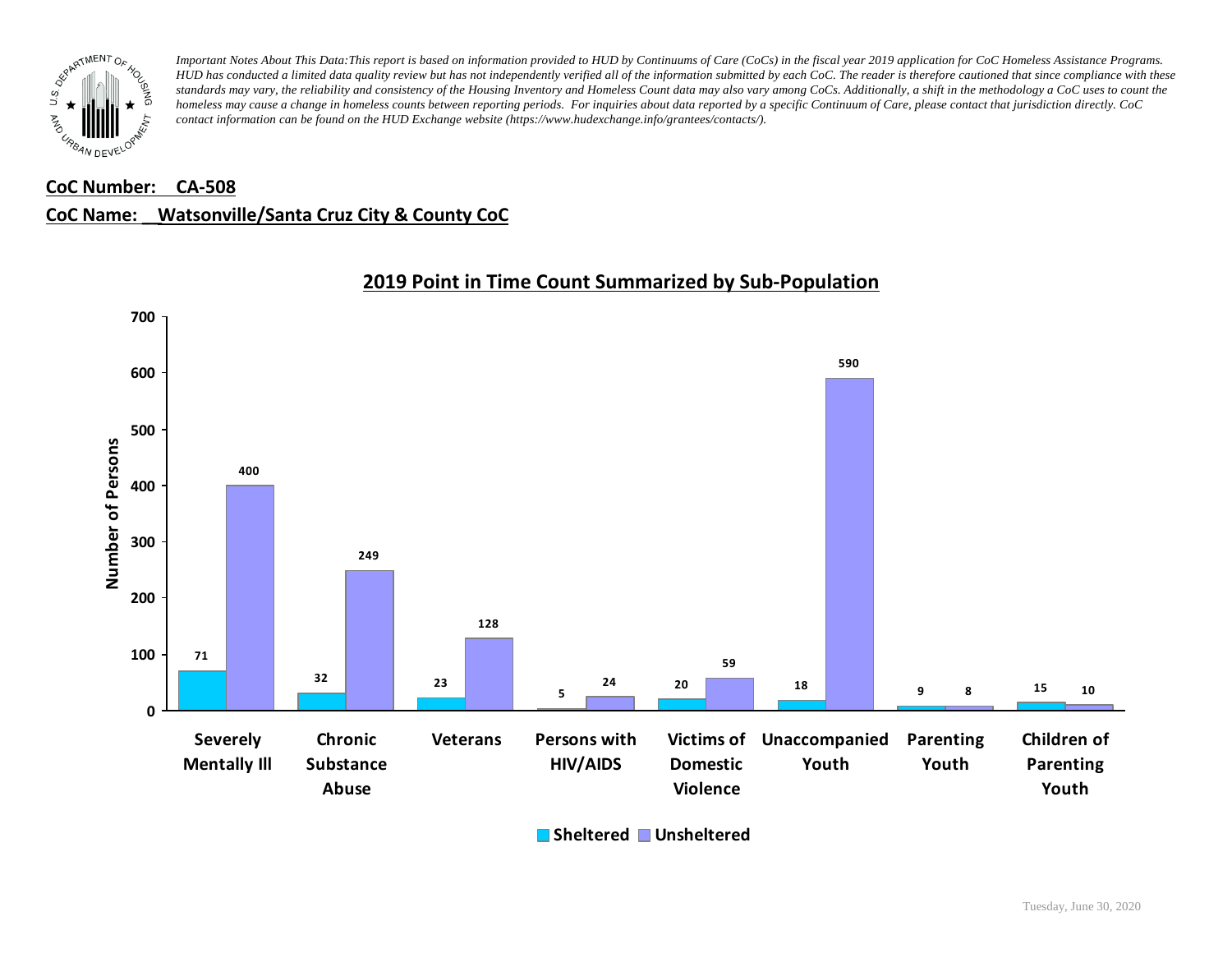*Important Notes About This Data: This report is based on information provided to HUD by Continuums of Care (CoCs) in the fiscal year 2019 application for CoC Homeless Assistance Programs. HUD has conducted a limited data quality review but has not independently verified all of the information submitted by each CoC. The reader is therefore cautioned that since compliance with these standards may vary, the reliability and consistency of the Housing Inventory and Homeless Count data may also vary among CoCs. Additionally, a shift in the methodology a CoC uses to count the homeless may cause a change in homeless counts between reporting periods. For inquiries about data reported by a specific Continuum of Care, please contact that jurisdiction directly. CoC contact information can be found on the HUD Exchange website (https://www.hudexchange.info/grantees/contacts/).*

**CoC Number: CA-508**

**CoC Name: Watsonville/Santa Cruz City & County CoC**

## 2019 Point in Time Count Summarized by Sub-Population

Number of Persons

0
100
200
300
400
500
600
700

Severely Mentally Ill: 71, 400

Chronic Substance Abuse: 32, 249

Veterans: 23, 128

Persons with HIV/AIDS: 5, 24

Victims of Domestic Violence: 20, 59

Unaccompanied Youth: 18, 590

Parenting Youth: 9, 8

Children of Parenting Youth: 15, 10

Sheltered
Unsheltered

Tuesday, June 30, 2020